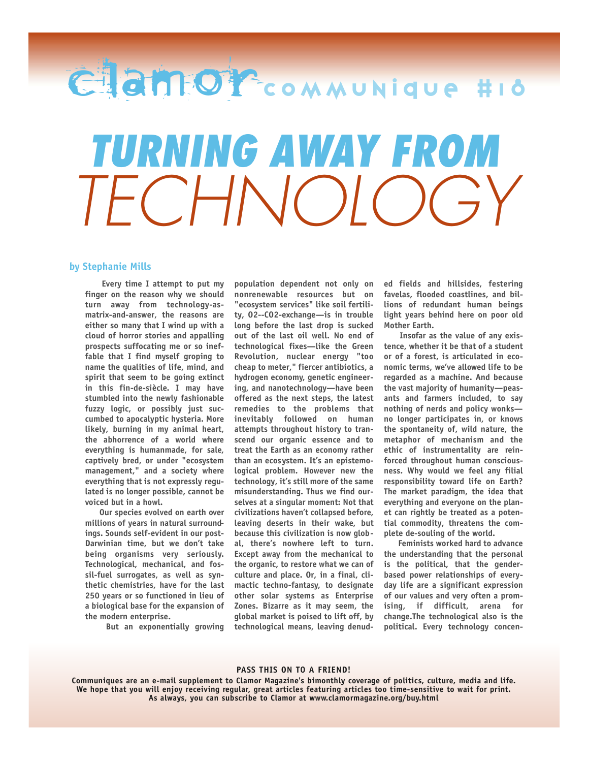clamor COMMUNIQUE #18

# TURNING AWAY FROM TECHNOLOGY

**by Stephanie Mills**

Every time I attempt to put my finger on the reason why we should turn away from technology-as-matrix-and-answer, the reasons are either so many that I wind up with a cloud of horror stories and appalling prospects suffocating me or so ineffable that I find myself groping to name the qualities of life, mind, and spirit that seem to be going extinct in this fin-de-siècle. I may have stumbled into the newly fashionable fuzzy logic, or possibly just succumbed to apocalyptic hysteria. More likely, burning in my animal heart, the abhorrence of a world where everything is humanmade, for sale, captively bred, or under "ecosystem management," and a society where everything that is not expressly regulated is no longer possible, cannot be voiced but in a howl.

Our species evolved on earth over millions of years in natural surroundings. Sounds self-evident in our post-Darwinian time, but we don't take being organisms very seriously. Technological, mechanical, and fossil-fuel surrogates, as well as synthetic chemistries, have for the last 250 years or so functioned in lieu of a biological base for the expansion of the modern enterprise.

But an exponentially growing population dependent not only on nonrenewable resources but on "ecosystem services" like soil fertility, O2--CO2-exchange—is in trouble long before the last drop is sucked out of the last oil well. No end of technological fixes—like the Green Revolution, nuclear energy "too cheap to meter," fiercer antibiotics, a hydrogen economy, genetic engineering, and nanotechnology—have been offered as the next steps, the latest remedies to the problems that inevitably followed on human attempts throughout history to transcend our organic essence and to treat the Earth as an economy rather than an ecosystem. It's an epistemological problem. However new the technology, it's still more of the same misunderstanding. Thus we find ourselves at a singular moment: Not that civilizations haven't collapsed before, leaving deserts in their wake, but because this civilization is now global, there's nowhere left to turn. Except away from the mechanical to the organic, to restore what we can of culture and place. Or, in a final, climactic techno-fantasy, to designate other solar systems as Enterprise Zones. Bizarre as it may seem, the global market is poised to lift off, by technological means, leaving denuded fields and hillsides, festering favelas, flooded coastlines, and billions of redundant human beings light years behind here on poor old Mother Earth.

Insofar as the value of any existence, whether it be that of a student or of a forest, is articulated in economic terms, we've allowed life to be regarded as a machine. And because the vast majority of humanity—peasants and farmers included, to say nothing of nerds and policy wonks—no longer participates in, or knows the spontaneity of, wild nature, the metaphor of mechanism and the ethic of instrumentality are reinforced throughout human consciousness. Why would we feel any filial responsibility toward life on Earth? The market paradigm, the idea that everything and everyone on the planet can rightly be treated as a potential commodity, threatens the complete de-souling of the world.

Feminists worked hard to advance the understanding that the personal is the political, that the gender-based power relationships of everyday life are a significant expression of our values and very often a promising, if difficult, arena for change.The technological also is the political. Every technology concen-

**PASS THIS ON TO A FRIEND!**

**Communiques are an e-mail supplement to Clamor Magazine's bimonthly coverage of politics, culture, media and life. We hope that you will enjoy receiving regular, great articles featuring articles too time-sensitive to wait for print. As always, you can subscribe to Clamor at www.clamormagazine.org/buy.html**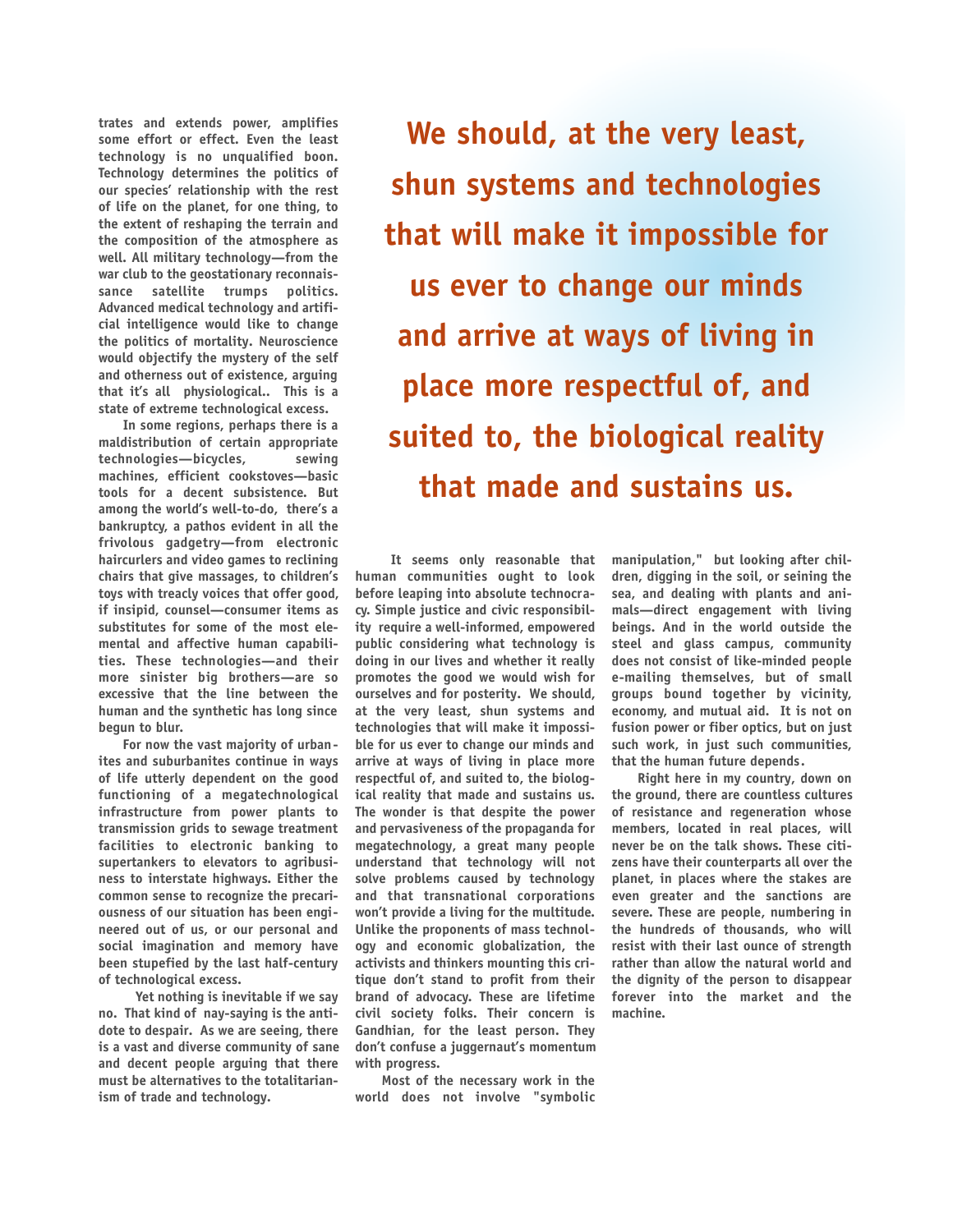trates and extends power, amplifies some effort or effect. Even the least technology is no unqualified boon. Technology determines the politics of our species' relationship with the rest of life on the planet, for one thing, to the extent of reshaping the terrain and the composition of the atmosphere as well. All military technology—from the war club to the geostationary reconnaissance satellite trumps politics. Advanced medical technology and artificial intelligence would like to change the politics of mortality. Neuroscience would objectify the mystery of the self and otherness out of existence, arguing that it's all physiological.. This is a state of extreme technological excess.

In some regions, perhaps there is a maldistribution of certain appropriate technologies—bicycles, sewing machines, efficient cookstoves—basic tools for a decent subsistence. But among the world's well-to-do, there's a bankruptcy, a pathos evident in all the frivolous gadgetry—from electronic haircurlers and video games to reclining chairs that give massages, to children's toys with treacly voices that offer good, if insipid, counsel—consumer items as substitutes for some of the most elemental and affective human capabilities. These technologies—and their more sinister big brothers—are so excessive that the line between the human and the synthetic has long since begun to blur.

For now the vast majority of urbanites and suburbanites continue in ways of life utterly dependent on the good functioning of a megatechnological infrastructure from power plants to transmission grids to sewage treatment facilities to electronic banking to supertankers to elevators to agribusiness to interstate highways. Either the common sense to recognize the precariousness of our situation has been engineered out of us, or our personal and social imagination and memory have been stupefied by the last half-century of technological excess.

Yet nothing is inevitable if we say no. That kind of nay-saying is the antidote to despair. As we are seeing, there is a vast and diverse community of sane and decent people arguing that there must be alternatives to the totalitarianism of trade and technology.

> **We should, at the very least, shun systems and technologies that will make it impossible for us ever to change our minds and arrive at ways of living in place more respectful of, and suited to, the biological reality that made and sustains us.**

It seems only reasonable that human communities ought to look before leaping into absolute technocracy. Simple justice and civic responsibility require a well-informed, empowered public considering what technology is doing in our lives and whether it really promotes the good we would wish for ourselves and for posterity. We should, at the very least, shun systems and technologies that will make it impossible for us ever to change our minds and arrive at ways of living in place more respectful of, and suited to, the biological reality that made and sustains us. The wonder is that despite the power and pervasiveness of the propaganda for megatechnology, a great many people understand that technology will not solve problems caused by technology and that transnational corporations won't provide a living for the multitude. Unlike the proponents of mass technology and economic globalization, the activists and thinkers mounting this critique don't stand to profit from their brand of advocacy. These are lifetime civil society folks. Their concern is Gandhian, for the least person. They don't confuse a juggernaut's momentum with progress.

Most of the necessary work in the world does not involve "symbolic manipulation," but looking after children, digging in the soil, or seining the sea, and dealing with plants and animals—direct engagement with living beings. And in the world outside the steel and glass campus, community does not consist of like-minded people e-mailing themselves, but of small groups bound together by vicinity, economy, and mutual aid. It is not on fusion power or fiber optics, but on just such work, in just such communities, that the human future depends.

Right here in my country, down on the ground, there are countless cultures of resistance and regeneration whose members, located in real places, will never be on the talk shows. These citizens have their counterparts all over the planet, in places where the stakes are even greater and the sanctions are severe. These are people, numbering in the hundreds of thousands, who will resist with their last ounce of strength rather than allow the natural world and the dignity of the person to disappear forever into the market and the machine.